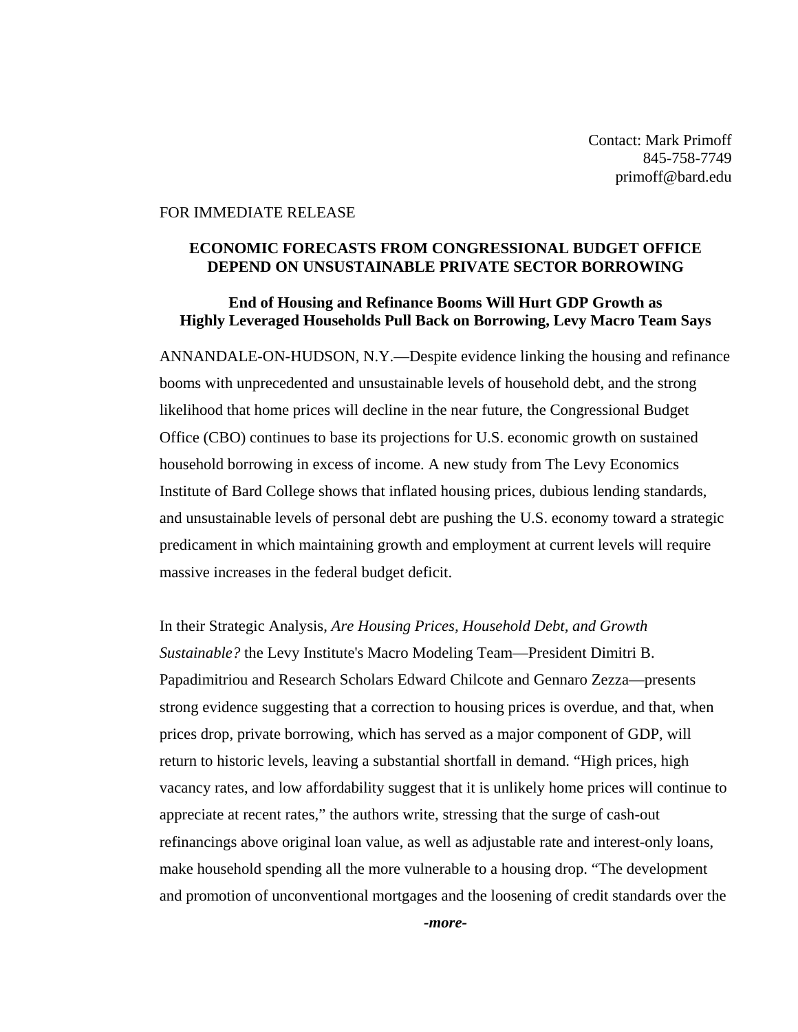Contact: Mark Primoff
845-758-7749
primoff@bard.edu

FOR IMMEDIATE RELEASE

## ECONOMIC FORECASTS FROM CONGRESSIONAL BUDGET OFFICE DEPEND ON UNSUSTAINABLE PRIVATE SECTOR BORROWING

### End of Housing and Refinance Booms Will Hurt GDP Growth as Highly Leveraged Households Pull Back on Borrowing, Levy Macro Team Says

ANNANDALE-ON-HUDSON, N.Y.—Despite evidence linking the housing and refinance booms with unprecedented and unsustainable levels of household debt, and the strong likelihood that home prices will decline in the near future, the Congressional Budget Office (CBO) continues to base its projections for U.S. economic growth on sustained household borrowing in excess of income. A new study from The Levy Economics Institute of Bard College shows that inflated housing prices, dubious lending standards, and unsustainable levels of personal debt are pushing the U.S. economy toward a strategic predicament in which maintaining growth and employment at current levels will require massive increases in the federal budget deficit.

In their Strategic Analysis, *Are Housing Prices, Household Debt, and Growth Sustainable?* the Levy Institute's Macro Modeling Team—President Dimitri B. Papadimitriou and Research Scholars Edward Chilcote and Gennaro Zezza—presents strong evidence suggesting that a correction to housing prices is overdue, and that, when prices drop, private borrowing, which has served as a major component of GDP, will return to historic levels, leaving a substantial shortfall in demand. "High prices, high vacancy rates, and low affordability suggest that it is unlikely home prices will continue to appreciate at recent rates," the authors write, stressing that the surge of cash-out refinancings above original loan value, as well as adjustable rate and interest-only loans, make household spending all the more vulnerable to a housing drop. "The development and promotion of unconventional mortgages and the loosening of credit standards over the

***-more-***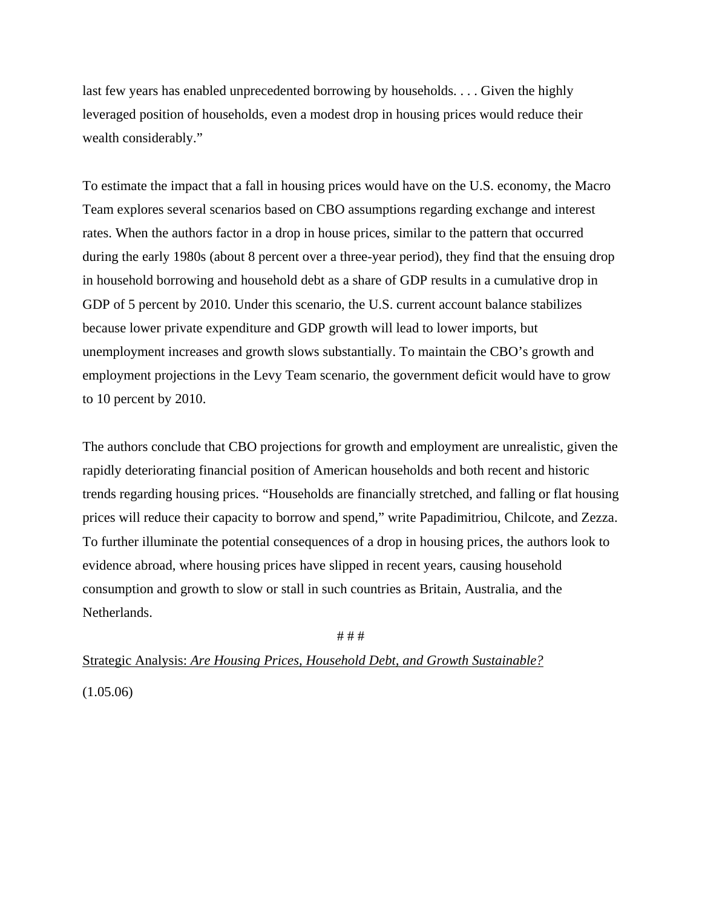last few years has enabled unprecedented borrowing by households. . . . Given the highly leveraged position of households, even a modest drop in housing prices would reduce their wealth considerably."

To estimate the impact that a fall in housing prices would have on the U.S. economy, the Macro Team explores several scenarios based on CBO assumptions regarding exchange and interest rates. When the authors factor in a drop in house prices, similar to the pattern that occurred during the early 1980s (about 8 percent over a three-year period), they find that the ensuing drop in household borrowing and household debt as a share of GDP results in a cumulative drop in GDP of 5 percent by 2010. Under this scenario, the U.S. current account balance stabilizes because lower private expenditure and GDP growth will lead to lower imports, but unemployment increases and growth slows substantially. To maintain the CBO's growth and employment projections in the Levy Team scenario, the government deficit would have to grow to 10 percent by 2010.

The authors conclude that CBO projections for growth and employment are unrealistic, given the rapidly deteriorating financial position of American households and both recent and historic trends regarding housing prices. "Households are financially stretched, and falling or flat housing prices will reduce their capacity to borrow and spend," write Papadimitriou, Chilcote, and Zezza. To further illuminate the potential consequences of a drop in housing prices, the authors look to evidence abroad, where housing prices have slipped in recent years, causing household consumption and growth to slow or stall in such countries as Britain, Australia, and the Netherlands.

# # #

Strategic Analysis: *Are Housing Prices, Household Debt, and Growth Sustainable?*

(1.05.06)